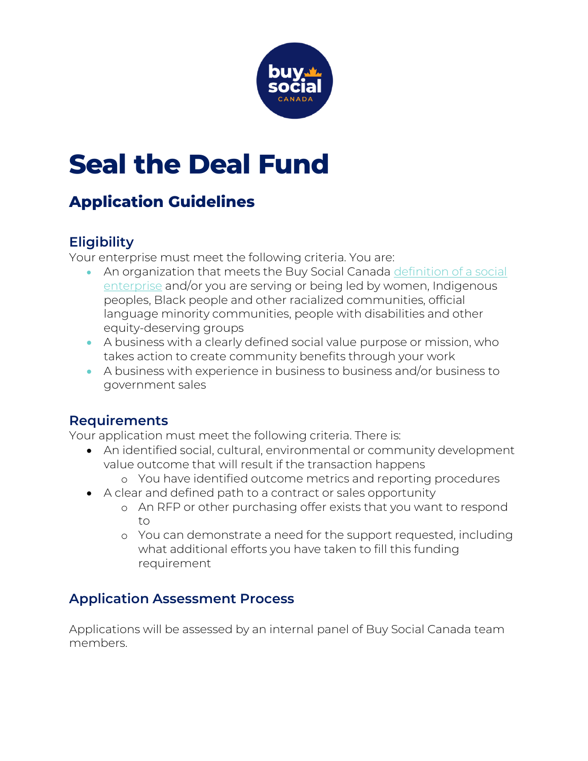# Seal the Deal Fund

## Application Guidelines

### Eligibility

Your enterprise must meet the following criteria. You are:

- An organization that meets the Buy Social Canada definition of a social enterprise and/or you are serving or being led by women, Indigenous peoples, Black people and other racialized communities, official language minority communities, people with disabilities and other equity-deserving groups
- A business with a clearly defined social value purpose or mission, who takes action to create community benefits through your work
- A business with experience in business to business and/or business to government sales

### Requirements

Your application must meet the following criteria. There is:

- An identified social, cultural, environmental or community development value outcome that will result if the transaction happens
  - You have identified outcome metrics and reporting procedures
- A clear and defined path to a contract or sales opportunity
  - An RFP or other purchasing offer exists that you want to respond to
  - You can demonstrate a need for the support requested, including what additional efforts you have taken to fill this funding requirement

### Application Assessment Process

Applications will be assessed by an internal panel of Buy Social Canada team members.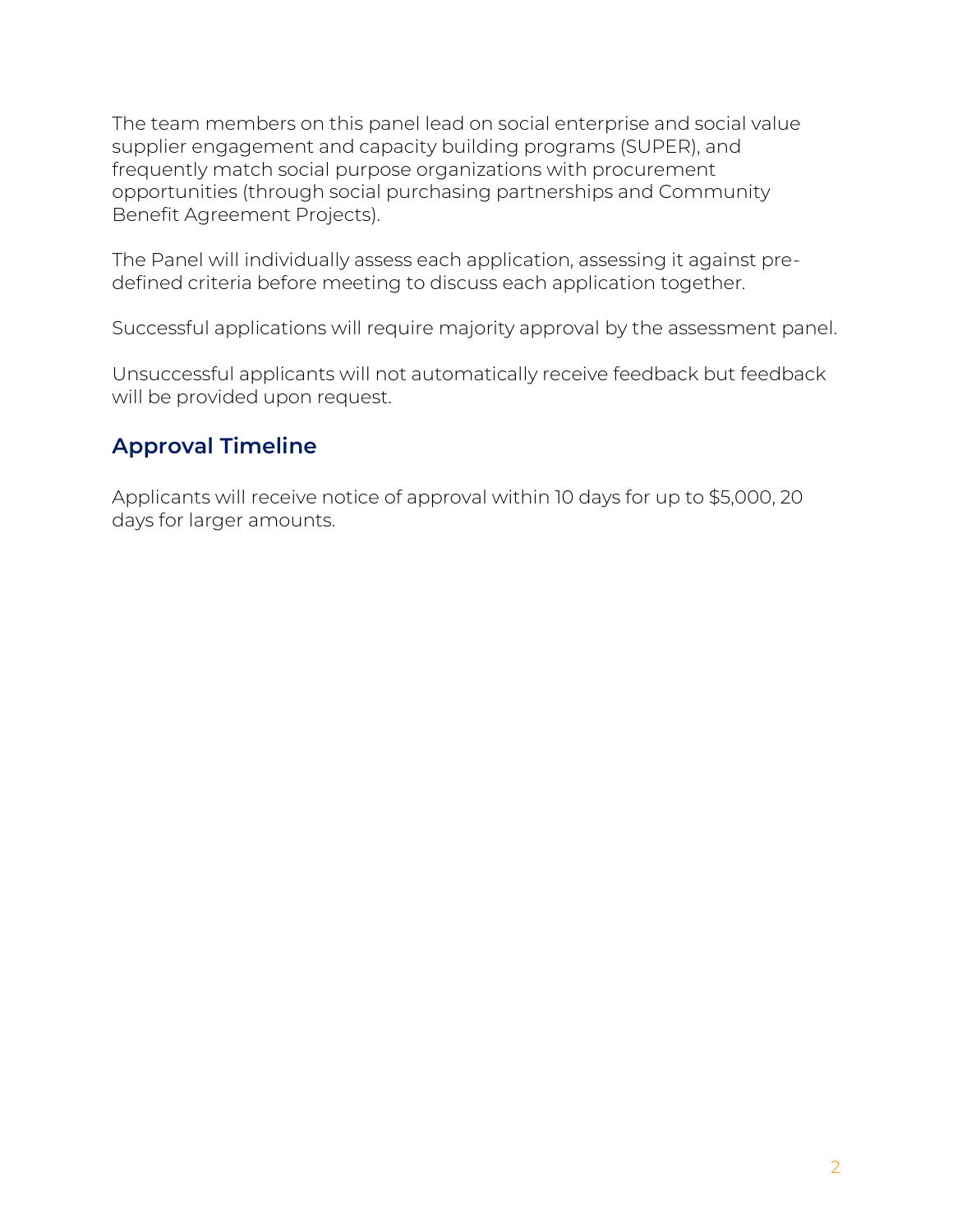The team members on this panel lead on social enterprise and social value supplier engagement and capacity building programs (SUPER), and frequently match social purpose organizations with procurement opportunities (through social purchasing partnerships and Community Benefit Agreement Projects).

The Panel will individually assess each application, assessing it against pre-defined criteria before meeting to discuss each application together.

Successful applications will require majority approval by the assessment panel.

Unsuccessful applicants will not automatically receive feedback but feedback will be provided upon request.

## Approval Timeline

Applicants will receive notice of approval within 10 days for up to $5,000, 20 days for larger amounts.